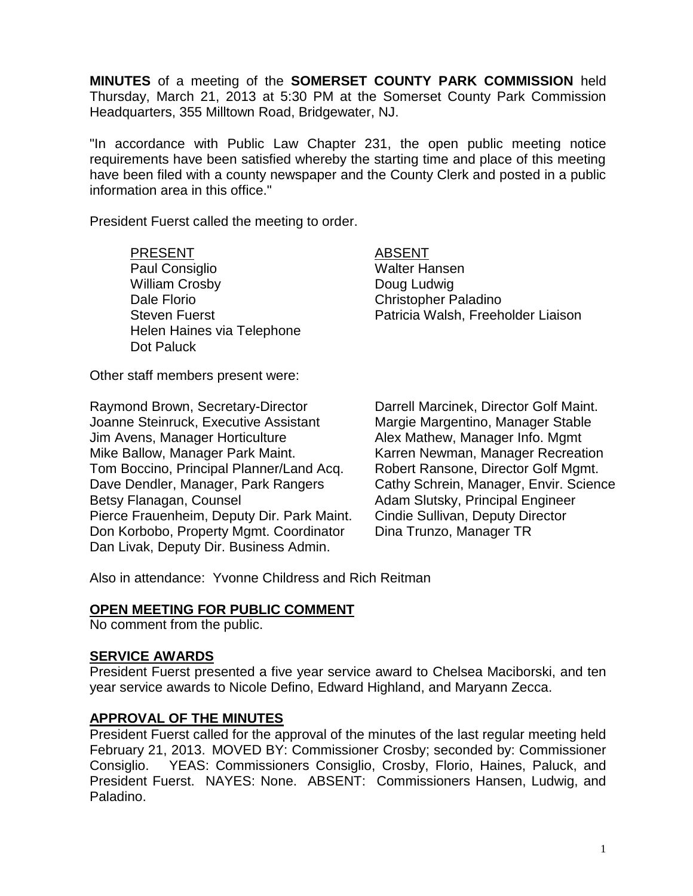**MINUTES** of a meeting of the **SOMERSET COUNTY PARK COMMISSION** held Thursday, March 21, 2013 at 5:30 PM at the Somerset County Park Commission Headquarters, 355 Milltown Road, Bridgewater, NJ.

"In accordance with Public Law Chapter 231, the open public meeting notice requirements have been satisfied whereby the starting time and place of this meeting have been filed with a county newspaper and the County Clerk and posted in a public information area in this office."

President Fuerst called the meeting to order.

| PRESENT | ABSENT |
|---|---|
| Paul Consiglio | Walter Hansen |
| William Crosby | Doug Ludwig |
| Dale Florio | Christopher Paladino |
| Steven Fuerst | Patricia Walsh, Freeholder Liaison |
| Helen Haines via Telephone | |
| Dot Paluck | |

Other staff members present were:

| | |
|---|---|
| Raymond Brown, Secretary-Director | Darrell Marcinek, Director Golf Maint. |
| Joanne Steinruck, Executive Assistant | Margie Margentino, Manager Stable |
| Jim Avens, Manager Horticulture | Alex Mathew, Manager Info. Mgmt |
| Mike Ballow, Manager Park Maint. | Karren Newman, Manager Recreation |
| Tom Boccino, Principal Planner/Land Acq. | Robert Ransone, Director Golf Mgmt. |
| Dave Dendler, Manager, Park Rangers | Cathy Schrein, Manager, Envir. Science |
| Betsy Flanagan, Counsel | Adam Slutsky, Principal Engineer |
| Pierce Frauenheim, Deputy Dir. Park Maint. | Cindie Sullivan, Deputy Director |
| Don Korbobo, Property Mgmt. Coordinator | Dina Trunzo, Manager TR |
| Dan Livak, Deputy Dir. Business Admin. | |

Also in attendance: Yvonne Childress and Rich Reitman

## OPEN MEETING FOR PUBLIC COMMENT

No comment from the public.

## SERVICE AWARDS

President Fuerst presented a five year service award to Chelsea Maciborski, and ten year service awards to Nicole Defino, Edward Highland, and Maryann Zecca.

## APPROVAL OF THE MINUTES

President Fuerst called for the approval of the minutes of the last regular meeting held February 21, 2013. MOVED BY: Commissioner Crosby; seconded by: Commissioner Consiglio. YEAS: Commissioners Consiglio, Crosby, Florio, Haines, Paluck, and President Fuerst. NAYES: None. ABSENT: Commissioners Hansen, Ludwig, and Paladino.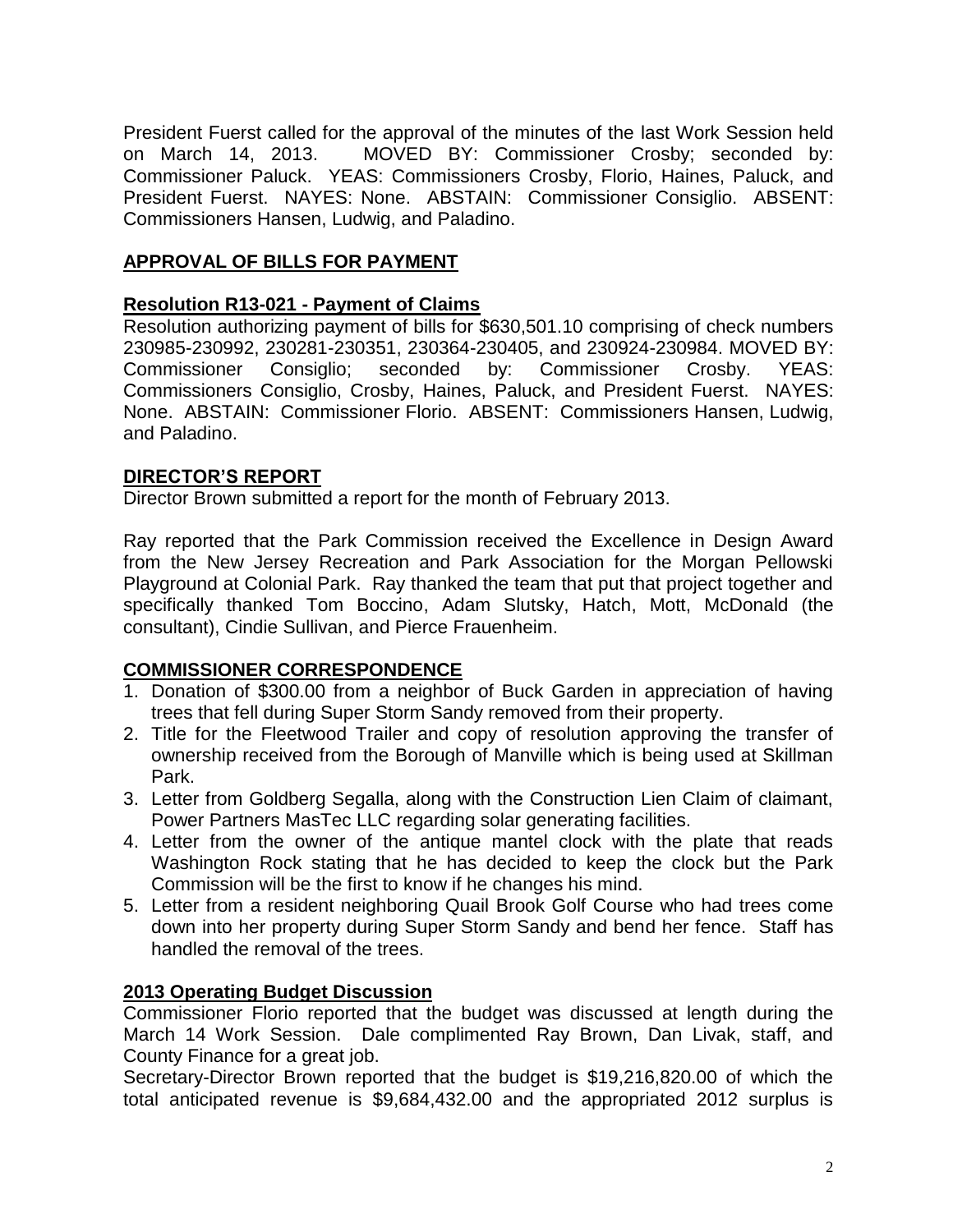President Fuerst called for the approval of the minutes of the last Work Session held on March 14, 2013. MOVED BY: Commissioner Crosby; seconded by: Commissioner Paluck. YEAS: Commissioners Crosby, Florio, Haines, Paluck, and President Fuerst. NAYES: None. ABSTAIN: Commissioner Consiglio. ABSENT: Commissioners Hansen, Ludwig, and Paladino.

## APPROVAL OF BILLS FOR PAYMENT

### Resolution R13-021 - Payment of Claims

Resolution authorizing payment of bills for $630,501.10 comprising of check numbers 230985-230992, 230281-230351, 230364-230405, and 230924-230984. MOVED BY: Commissioner Consiglio; seconded by: Commissioner Crosby. YEAS: Commissioners Consiglio, Crosby, Haines, Paluck, and President Fuerst. NAYES: None. ABSTAIN: Commissioner Florio. ABSENT: Commissioners Hansen, Ludwig, and Paladino.

## DIRECTOR'S REPORT

Director Brown submitted a report for the month of February 2013.

Ray reported that the Park Commission received the Excellence in Design Award from the New Jersey Recreation and Park Association for the Morgan Pellowski Playground at Colonial Park. Ray thanked the team that put that project together and specifically thanked Tom Boccino, Adam Slutsky, Hatch, Mott, McDonald (the consultant), Cindie Sullivan, and Pierce Frauenheim.

## COMMISSIONER CORRESPONDENCE

1. Donation of $300.00 from a neighbor of Buck Garden in appreciation of having trees that fell during Super Storm Sandy removed from their property.
2. Title for the Fleetwood Trailer and copy of resolution approving the transfer of ownership received from the Borough of Manville which is being used at Skillman Park.
3. Letter from Goldberg Segalla, along with the Construction Lien Claim of claimant, Power Partners MasTec LLC regarding solar generating facilities.
4. Letter from the owner of the antique mantel clock with the plate that reads Washington Rock stating that he has decided to keep the clock but the Park Commission will be the first to know if he changes his mind.
5. Letter from a resident neighboring Quail Brook Golf Course who had trees come down into her property during Super Storm Sandy and bend her fence. Staff has handled the removal of the trees.

## 2013 Operating Budget Discussion

Commissioner Florio reported that the budget was discussed at length during the March 14 Work Session. Dale complimented Ray Brown, Dan Livak, staff, and County Finance for a great job.

Secretary-Director Brown reported that the budget is $19,216,820.00 of which the total anticipated revenue is $9,684,432.00 and the appropriated 2012 surplus is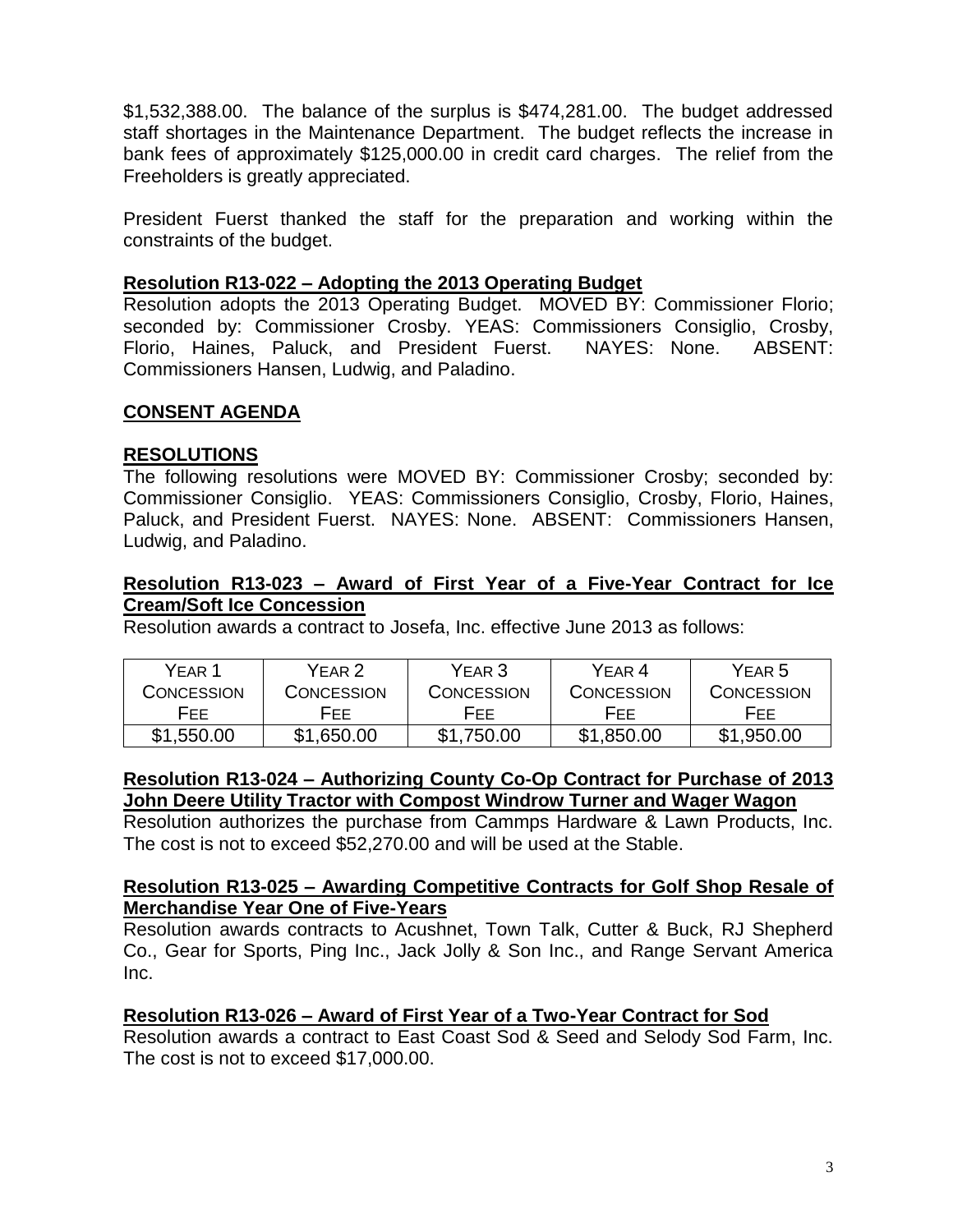$1,532,388.00. The balance of the surplus is $474,281.00. The budget addressed staff shortages in the Maintenance Department. The budget reflects the increase in bank fees of approximately $125,000.00 in credit card charges. The relief from the Freeholders is greatly appreciated.

President Fuerst thanked the staff for the preparation and working within the constraints of the budget.

**Resolution R13-022 – Adopting the 2013 Operating Budget**

Resolution adopts the 2013 Operating Budget. MOVED BY: Commissioner Florio; seconded by: Commissioner Crosby. YEAS: Commissioners Consiglio, Crosby, Florio, Haines, Paluck, and President Fuerst. NAYES: None. ABSENT: Commissioners Hansen, Ludwig, and Paladino.

**CONSENT AGENDA**

**RESOLUTIONS**

The following resolutions were MOVED BY: Commissioner Crosby; seconded by: Commissioner Consiglio. YEAS: Commissioners Consiglio, Crosby, Florio, Haines, Paluck, and President Fuerst. NAYES: None. ABSENT: Commissioners Hansen, Ludwig, and Paladino.

**Resolution R13-023 – Award of First Year of a Five-Year Contract for Ice Cream/Soft Ice Concession**

Resolution awards a contract to Josefa, Inc. effective June 2013 as follows:

| Year 1 Concession Fee | Year 2 Concession Fee | Year 3 Concession Fee | Year 4 Concession Fee | Year 5 Concession Fee |
|---|---|---|---|---|
| $1,550.00 | $1,650.00 | $1,750.00 | $1,850.00 | $1,950.00 |

**Resolution R13-024 – Authorizing County Co-Op Contract for Purchase of 2013 John Deere Utility Tractor with Compost Windrow Turner and Wager Wagon**

Resolution authorizes the purchase from Cammps Hardware & Lawn Products, Inc. The cost is not to exceed $52,270.00 and will be used at the Stable.

**Resolution R13-025 – Awarding Competitive Contracts for Golf Shop Resale of Merchandise Year One of Five-Years**

Resolution awards contracts to Acushnet, Town Talk, Cutter & Buck, RJ Shepherd Co., Gear for Sports, Ping Inc., Jack Jolly & Son Inc., and Range Servant America Inc.

**Resolution R13-026 – Award of First Year of a Two-Year Contract for Sod**

Resolution awards a contract to East Coast Sod & Seed and Selody Sod Farm, Inc. The cost is not to exceed $17,000.00.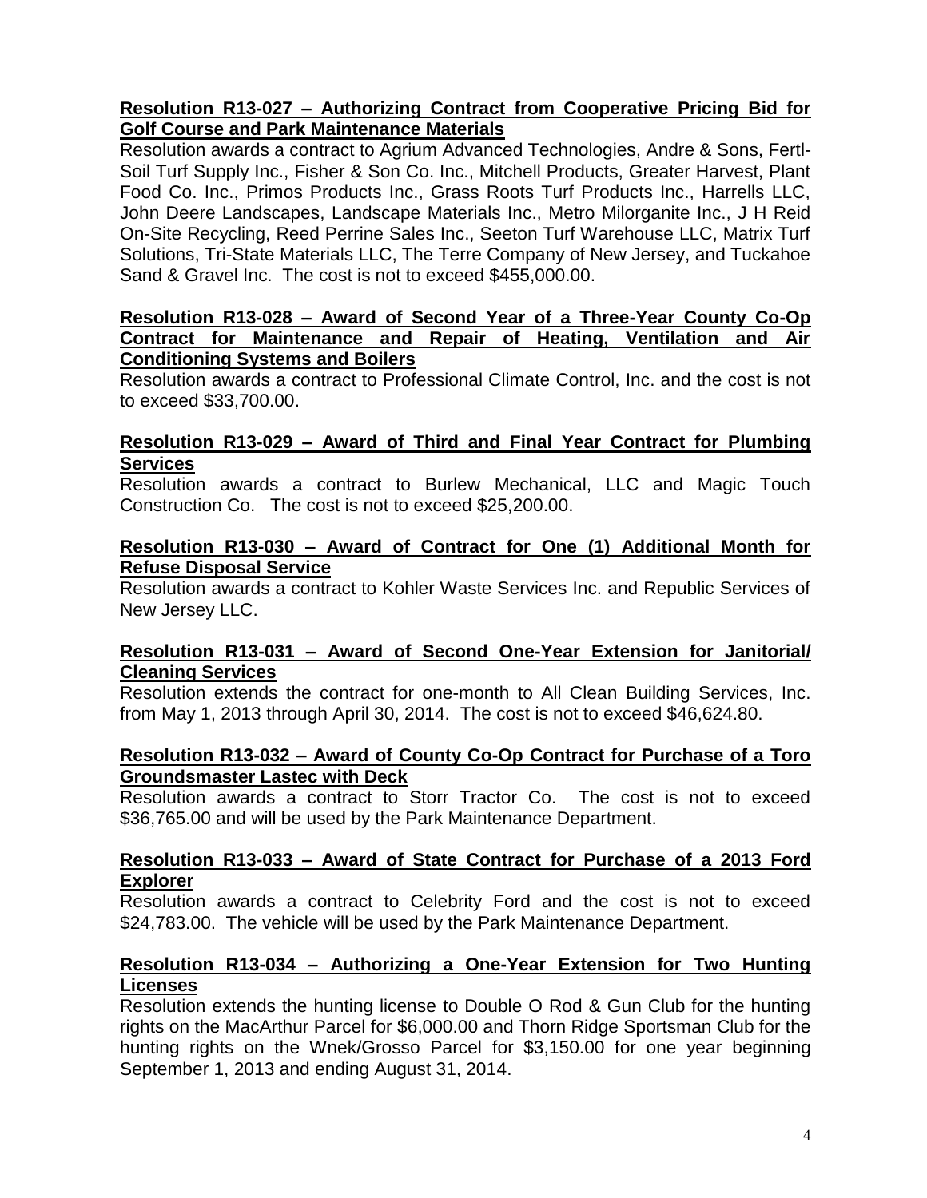**Resolution R13-027 – Authorizing Contract from Cooperative Pricing Bid for Golf Course and Park Maintenance Materials**

Resolution awards a contract to Agrium Advanced Technologies, Andre & Sons, Fertl-Soil Turf Supply Inc., Fisher & Son Co. Inc., Mitchell Products, Greater Harvest, Plant Food Co. Inc., Primos Products Inc., Grass Roots Turf Products Inc., Harrells LLC, John Deere Landscapes, Landscape Materials Inc., Metro Milorganite Inc., J H Reid On-Site Recycling, Reed Perrine Sales Inc., Seeton Turf Warehouse LLC, Matrix Turf Solutions, Tri-State Materials LLC, The Terre Company of New Jersey, and Tuckahoe Sand & Gravel Inc. The cost is not to exceed $455,000.00.

**Resolution R13-028 – Award of Second Year of a Three-Year County Co-Op Contract for Maintenance and Repair of Heating, Ventilation and Air Conditioning Systems and Boilers**

Resolution awards a contract to Professional Climate Control, Inc. and the cost is not to exceed $33,700.00.

**Resolution R13-029 – Award of Third and Final Year Contract for Plumbing Services**

Resolution awards a contract to Burlew Mechanical, LLC and Magic Touch Construction Co. The cost is not to exceed $25,200.00.

**Resolution R13-030 – Award of Contract for One (1) Additional Month for Refuse Disposal Service**

Resolution awards a contract to Kohler Waste Services Inc. and Republic Services of New Jersey LLC.

**Resolution R13-031 – Award of Second One-Year Extension for Janitorial/ Cleaning Services**

Resolution extends the contract for one-month to All Clean Building Services, Inc. from May 1, 2013 through April 30, 2014. The cost is not to exceed $46,624.80.

**Resolution R13-032 – Award of County Co-Op Contract for Purchase of a Toro Groundsmaster Lastec with Deck**

Resolution awards a contract to Storr Tractor Co. The cost is not to exceed $36,765.00 and will be used by the Park Maintenance Department.

**Resolution R13-033 – Award of State Contract for Purchase of a 2013 Ford Explorer**

Resolution awards a contract to Celebrity Ford and the cost is not to exceed $24,783.00. The vehicle will be used by the Park Maintenance Department.

**Resolution R13-034 – Authorizing a One-Year Extension for Two Hunting Licenses**

Resolution extends the hunting license to Double O Rod & Gun Club for the hunting rights on the MacArthur Parcel for $6,000.00 and Thorn Ridge Sportsman Club for the hunting rights on the Wnek/Grosso Parcel for $3,150.00 for one year beginning September 1, 2013 and ending August 31, 2014.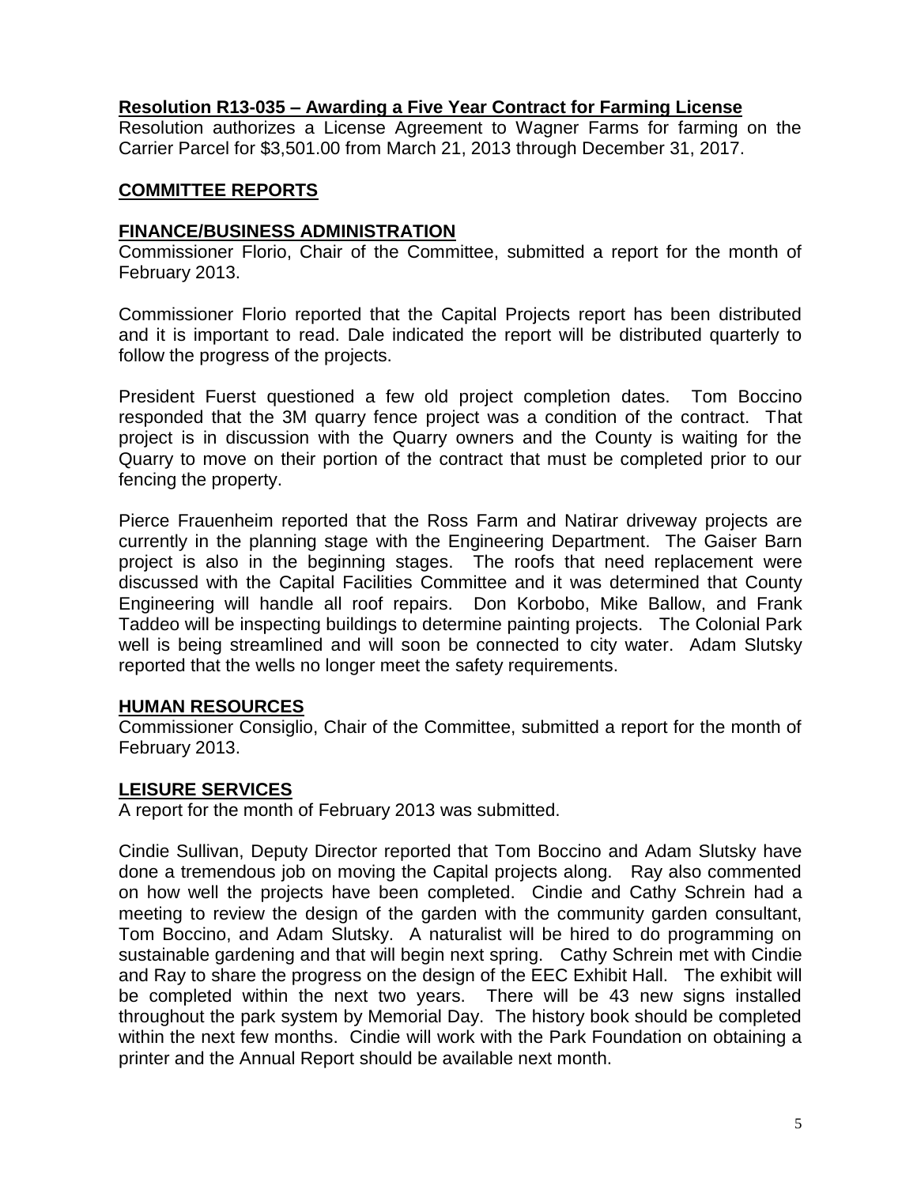**Resolution R13-035 – Awarding a Five Year Contract for Farming License**

Resolution authorizes a License Agreement to Wagner Farms for farming on the Carrier Parcel for $3,501.00 from March 21, 2013 through December 31, 2017.

## COMMITTEE REPORTS

### FINANCE/BUSINESS ADMINISTRATION

Commissioner Florio, Chair of the Committee, submitted a report for the month of February 2013.

Commissioner Florio reported that the Capital Projects report has been distributed and it is important to read. Dale indicated the report will be distributed quarterly to follow the progress of the projects.

President Fuerst questioned a few old project completion dates. Tom Boccino responded that the 3M quarry fence project was a condition of the contract. That project is in discussion with the Quarry owners and the County is waiting for the Quarry to move on their portion of the contract that must be completed prior to our fencing the property.

Pierce Frauenheim reported that the Ross Farm and Natirar driveway projects are currently in the planning stage with the Engineering Department. The Gaiser Barn project is also in the beginning stages. The roofs that need replacement were discussed with the Capital Facilities Committee and it was determined that County Engineering will handle all roof repairs. Don Korbobo, Mike Ballow, and Frank Taddeo will be inspecting buildings to determine painting projects. The Colonial Park well is being streamlined and will soon be connected to city water. Adam Slutsky reported that the wells no longer meet the safety requirements.

### HUMAN RESOURCES

Commissioner Consiglio, Chair of the Committee, submitted a report for the month of February 2013.

### LEISURE SERVICES

A report for the month of February 2013 was submitted.

Cindie Sullivan, Deputy Director reported that Tom Boccino and Adam Slutsky have done a tremendous job on moving the Capital projects along. Ray also commented on how well the projects have been completed. Cindie and Cathy Schrein had a meeting to review the design of the garden with the community garden consultant, Tom Boccino, and Adam Slutsky. A naturalist will be hired to do programming on sustainable gardening and that will begin next spring. Cathy Schrein met with Cindie and Ray to share the progress on the design of the EEC Exhibit Hall. The exhibit will be completed within the next two years. There will be 43 new signs installed throughout the park system by Memorial Day. The history book should be completed within the next few months. Cindie will work with the Park Foundation on obtaining a printer and the Annual Report should be available next month.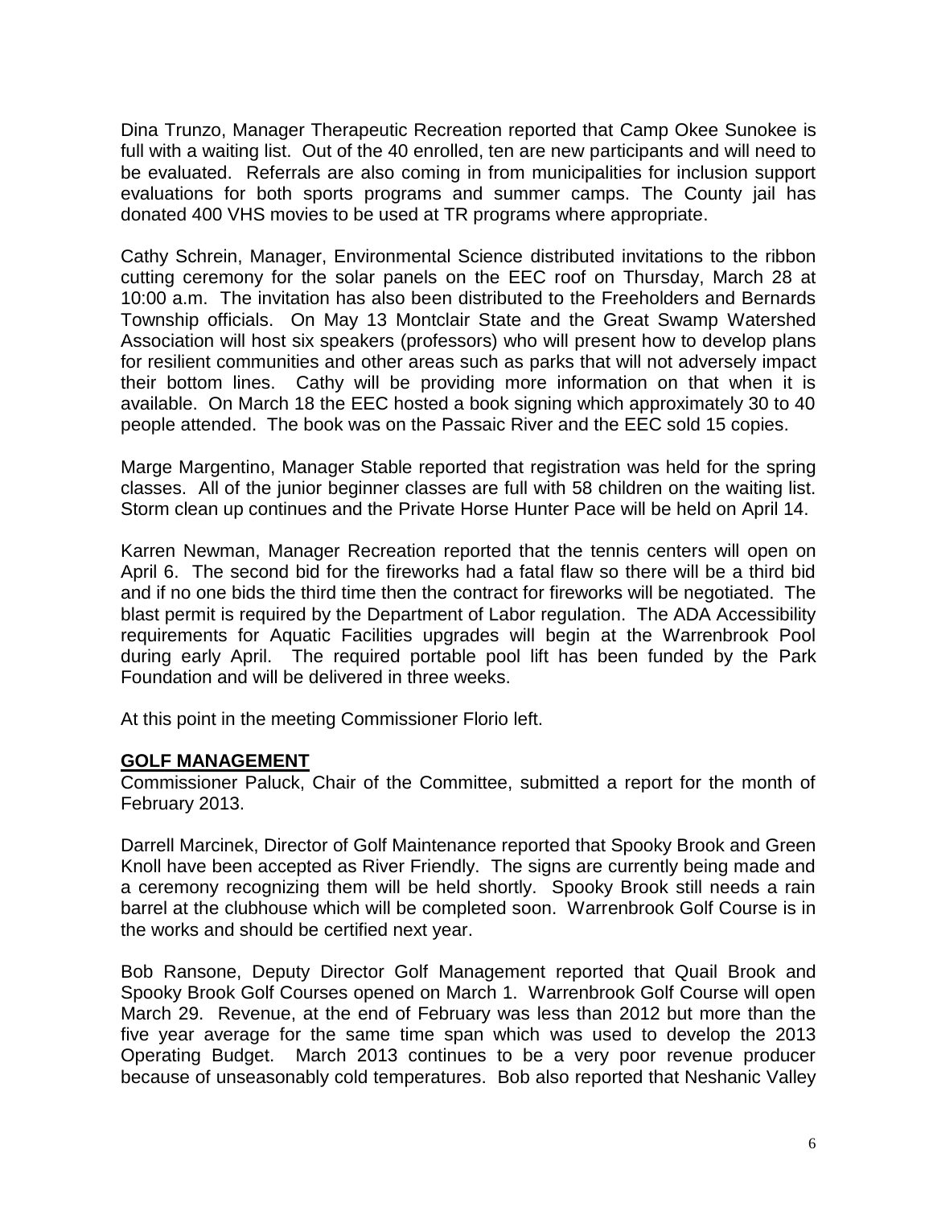Dina Trunzo, Manager Therapeutic Recreation reported that Camp Okee Sunokee is full with a waiting list. Out of the 40 enrolled, ten are new participants and will need to be evaluated. Referrals are also coming in from municipalities for inclusion support evaluations for both sports programs and summer camps. The County jail has donated 400 VHS movies to be used at TR programs where appropriate.

Cathy Schrein, Manager, Environmental Science distributed invitations to the ribbon cutting ceremony for the solar panels on the EEC roof on Thursday, March 28 at 10:00 a.m. The invitation has also been distributed to the Freeholders and Bernards Township officials. On May 13 Montclair State and the Great Swamp Watershed Association will host six speakers (professors) who will present how to develop plans for resilient communities and other areas such as parks that will not adversely impact their bottom lines. Cathy will be providing more information on that when it is available. On March 18 the EEC hosted a book signing which approximately 30 to 40 people attended. The book was on the Passaic River and the EEC sold 15 copies.

Marge Margentino, Manager Stable reported that registration was held for the spring classes. All of the junior beginner classes are full with 58 children on the waiting list. Storm clean up continues and the Private Horse Hunter Pace will be held on April 14.

Karren Newman, Manager Recreation reported that the tennis centers will open on April 6. The second bid for the fireworks had a fatal flaw so there will be a third bid and if no one bids the third time then the contract for fireworks will be negotiated. The blast permit is required by the Department of Labor regulation. The ADA Accessibility requirements for Aquatic Facilities upgrades will begin at the Warrenbrook Pool during early April. The required portable pool lift has been funded by the Park Foundation and will be delivered in three weeks.

At this point in the meeting Commissioner Florio left.

## GOLF MANAGEMENT

Commissioner Paluck, Chair of the Committee, submitted a report for the month of February 2013.

Darrell Marcinek, Director of Golf Maintenance reported that Spooky Brook and Green Knoll have been accepted as River Friendly. The signs are currently being made and a ceremony recognizing them will be held shortly. Spooky Brook still needs a rain barrel at the clubhouse which will be completed soon. Warrenbrook Golf Course is in the works and should be certified next year.

Bob Ransone, Deputy Director Golf Management reported that Quail Brook and Spooky Brook Golf Courses opened on March 1. Warrenbrook Golf Course will open March 29. Revenue, at the end of February was less than 2012 but more than the five year average for the same time span which was used to develop the 2013 Operating Budget. March 2013 continues to be a very poor revenue producer because of unseasonably cold temperatures. Bob also reported that Neshanic Valley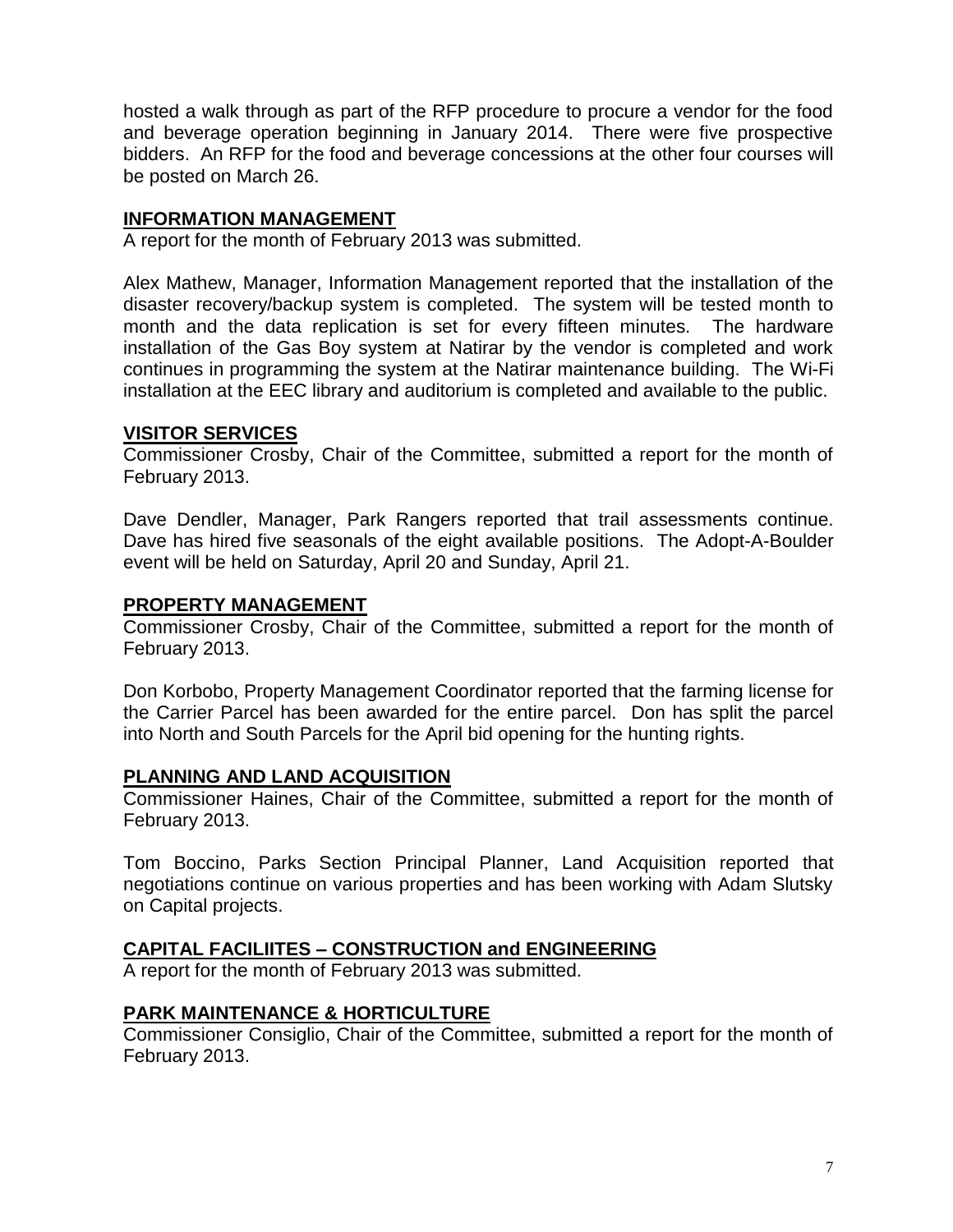hosted a walk through as part of the RFP procedure to procure a vendor for the food and beverage operation beginning in January 2014. There were five prospective bidders. An RFP for the food and beverage concessions at the other four courses will be posted on March 26.

## INFORMATION MANAGEMENT

A report for the month of February 2013 was submitted.

Alex Mathew, Manager, Information Management reported that the installation of the disaster recovery/backup system is completed. The system will be tested month to month and the data replication is set for every fifteen minutes. The hardware installation of the Gas Boy system at Natirar by the vendor is completed and work continues in programming the system at the Natirar maintenance building. The Wi-Fi installation at the EEC library and auditorium is completed and available to the public.

## VISITOR SERVICES

Commissioner Crosby, Chair of the Committee, submitted a report for the month of February 2013.

Dave Dendler, Manager, Park Rangers reported that trail assessments continue. Dave has hired five seasonals of the eight available positions. The Adopt-A-Boulder event will be held on Saturday, April 20 and Sunday, April 21.

## PROPERTY MANAGEMENT

Commissioner Crosby, Chair of the Committee, submitted a report for the month of February 2013.

Don Korbobo, Property Management Coordinator reported that the farming license for the Carrier Parcel has been awarded for the entire parcel. Don has split the parcel into North and South Parcels for the April bid opening for the hunting rights.

## PLANNING AND LAND ACQUISITION

Commissioner Haines, Chair of the Committee, submitted a report for the month of February 2013.

Tom Boccino, Parks Section Principal Planner, Land Acquisition reported that negotiations continue on various properties and has been working with Adam Slutsky on Capital projects.

## CAPITAL FACILIITES – CONSTRUCTION and ENGINEERING

A report for the month of February 2013 was submitted.

## PARK MAINTENANCE & HORTICULTURE

Commissioner Consiglio, Chair of the Committee, submitted a report for the month of February 2013.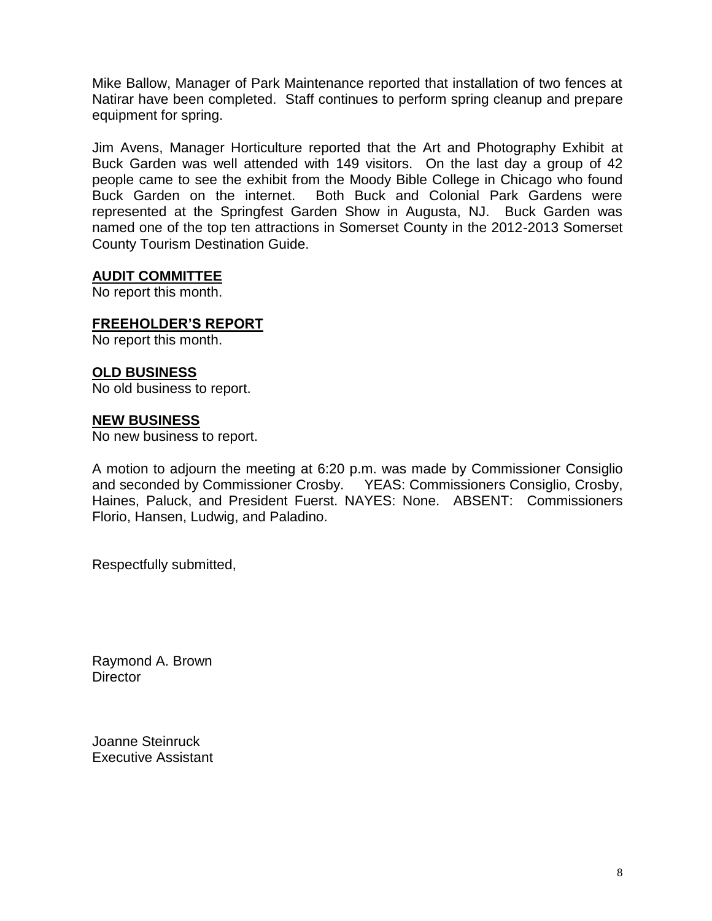Mike Ballow, Manager of Park Maintenance reported that installation of two fences at Natirar have been completed. Staff continues to perform spring cleanup and prepare equipment for spring.

Jim Avens, Manager Horticulture reported that the Art and Photography Exhibit at Buck Garden was well attended with 149 visitors. On the last day a group of 42 people came to see the exhibit from the Moody Bible College in Chicago who found Buck Garden on the internet. Both Buck and Colonial Park Gardens were represented at the Springfest Garden Show in Augusta, NJ. Buck Garden was named one of the top ten attractions in Somerset County in the 2012-2013 Somerset County Tourism Destination Guide.

**AUDIT COMMITTEE**

No report this month.

**FREEHOLDER'S REPORT**

No report this month.

**OLD BUSINESS**

No old business to report.

**NEW BUSINESS**

No new business to report.

A motion to adjourn the meeting at 6:20 p.m. was made by Commissioner Consiglio and seconded by Commissioner Crosby. YEAS: Commissioners Consiglio, Crosby, Haines, Paluck, and President Fuerst. NAYES: None. ABSENT: Commissioners Florio, Hansen, Ludwig, and Paladino.

Respectfully submitted,

Raymond A. Brown
Director

Joanne Steinruck
Executive Assistant